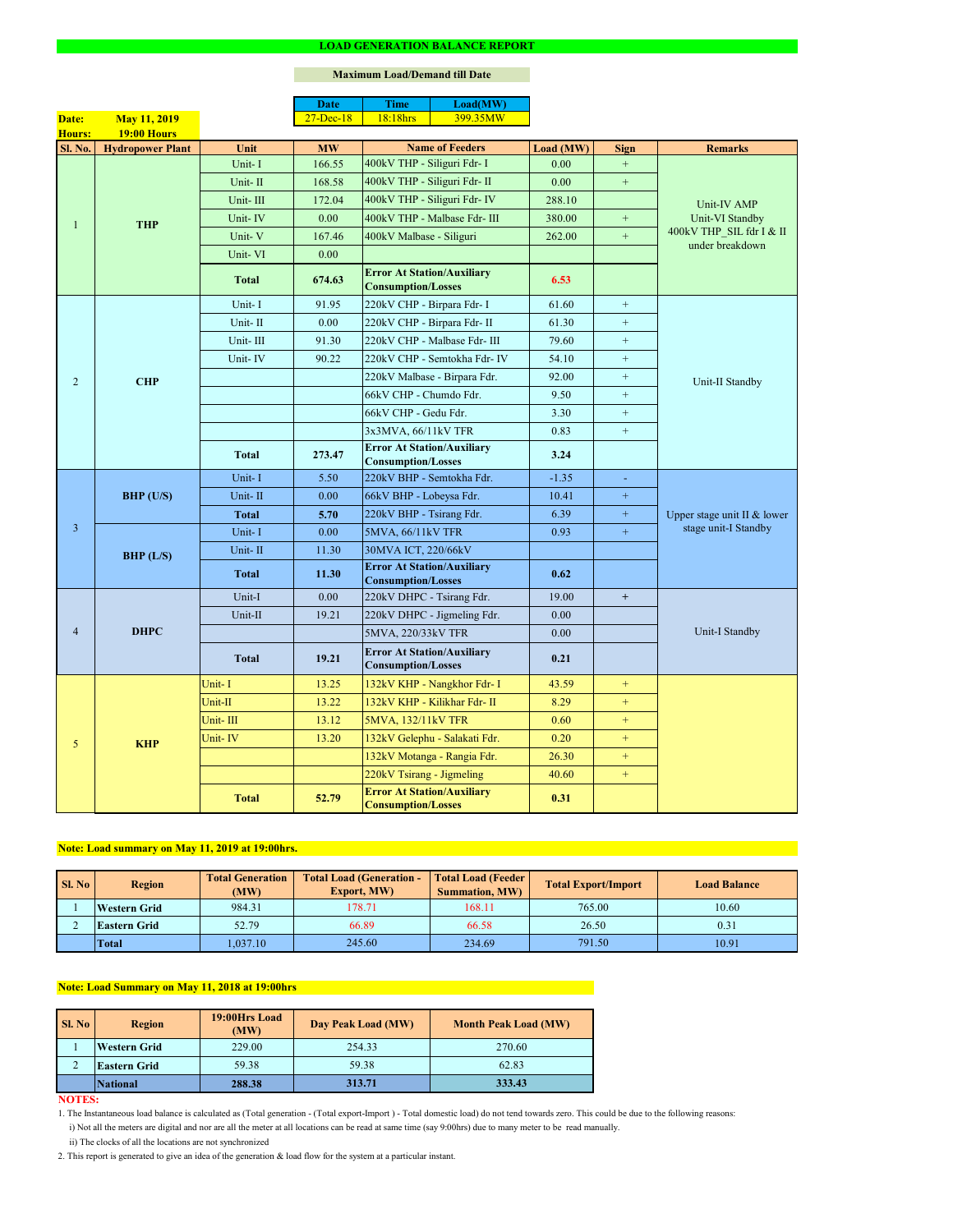# LOAD GENERATION BALANCE REPORT

**Maximum Load/Demand till Date**

| Date | Time | Load(MW) |
|---|---|---|
| 27-Dec-18 | 18:18hrs | 399.35MW |

**Date:** May 11, 2019
**Hours:** 19:00 Hours

| Sl. No. | Hydropower Plant | Unit | MW | Name of Feeders | Load (MW) | Sign | Remarks |
|---|---|---|---|---|---|---|---|
| 1 | THP | Unit- I | 166.55 | 400kV THP - Siliguri Fdr- I | 0.00 | + | Unit-IV AMP Unit-VI Standby 400kV THP_SIL fdr I & II under breakdown |
| | | Unit- II | 168.58 | 400kV THP - Siliguri Fdr- II | 0.00 | + | |
| | | Unit- III | 172.04 | 400kV THP - Siliguri Fdr- IV | 288.10 | | |
| | | Unit- IV | 0.00 | 400kV THP - Malbase Fdr- III | 380.00 | + | |
| | | Unit- V | 167.46 | 400kV Malbase - Siliguri | 262.00 | + | |
| | | Unit- VI | 0.00 | | | | |
| | | **Total** | **674.63** | **Error At Station/Auxiliary Consumption/Losses** | **6.53** | | |
| 2 | CHP | Unit- I | 91.95 | 220kV CHP - Birpara Fdr- I | 61.60 | + | Unit-II Standby |
| | | Unit- II | 0.00 | 220kV CHP - Birpara Fdr- II | 61.30 | + | |
| | | Unit- III | 91.30 | 220kV CHP - Malbase Fdr- III | 79.60 | + | |
| | | Unit- IV | 90.22 | 220kV CHP - Semtokha Fdr- IV | 54.10 | + | |
| | | | | 220kV Malbase - Birpara Fdr. | 92.00 | + | |
| | | | | 66kV CHP - Chumdo Fdr. | 9.50 | + | |
| | | | | 66kV CHP - Gedu Fdr. | 3.30 | + | |
| | | | | 3x3MVA, 66/11kV TFR | 0.83 | + | |
| | | **Total** | **273.47** | **Error At Station/Auxiliary Consumption/Losses** | **3.24** | | |
| 3 | BHP (U/S) | Unit- I | 5.50 | 220kV BHP - Semtokha Fdr. | -1.35 | - | Upper stage unit II & lower stage unit-I Standby |
| | | Unit- II | 0.00 | 66kV BHP - Lobeysa Fdr. | 10.41 | + | |
| | | **Total** | **5.70** | 220kV BHP - Tsirang Fdr. | 6.39 | + | |
| | BHP (L/S) | Unit- I | 0.00 | 5MVA, 66/11kV TFR | 0.93 | + | |
| | | Unit- II | 11.30 | 30MVA ICT, 220/66kV | | | |
| | | **Total** | **11.30** | **Error At Station/Auxiliary Consumption/Losses** | **0.62** | | |
| 4 | DHPC | Unit-I | 0.00 | 220kV DHPC - Tsirang Fdr. | 19.00 | + | Unit-I Standby |
| | | Unit-II | 19.21 | 220kV DHPC - Jigmeling Fdr. | 0.00 | | |
| | | | | 5MVA, 220/33kV TFR | 0.00 | | |
| | | **Total** | **19.21** | **Error At Station/Auxiliary Consumption/Losses** | **0.21** | | |
| 5 | KHP | Unit- I | 13.25 | 132kV KHP - Nangkhor Fdr- I | 43.59 | + | |
| | | Unit-II | 13.22 | 132kV KHP - Kilikhar Fdr- II | 8.29 | + | |
| | | Unit- III | 13.12 | 5MVA, 132/11kV TFR | 0.60 | + | |
| | | Unit- IV | 13.20 | 132kV Gelephu - Salakati Fdr. | 0.20 | + | |
| | | | | 132kV Motanga - Rangia Fdr. | 26.30 | + | |
| | | | | 220kV Tsirang - Jigmeling | 40.60 | + | |
| | | **Total** | **52.79** | **Error At Station/Auxiliary Consumption/Losses** | **0.31** | | |

**Note: Load summary on May 11, 2019 at 19:00hrs.**

| Sl. No | Region | Total Generation (MW) | Total Load (Generation - Export, MW) | Total Load (Feeder Summation, MW) | Total Export/Import | Load Balance |
|---|---|---|---|---|---|---|
| 1 | Western Grid | 984.31 | 178.71 | 168.11 | 765.00 | 10.60 |
| 2 | Eastern Grid | 52.79 | 66.89 | 66.58 | 26.50 | 0.31 |
| | Total | 1,037.10 | 245.60 | 234.69 | 791.50 | 10.91 |

**Note: Load Summary on May 11, 2018 at 19:00hrs**

| Sl. No | Region | 19:00Hrs Load (MW) | Day Peak Load (MW) | Month Peak Load (MW) |
|---|---|---|---|---|
| 1 | Western Grid | 229.00 | 254.33 | 270.60 |
| 2 | Eastern Grid | 59.38 | 59.38 | 62.83 |
| | National | **288.38** | **313.71** | **333.43** |

**NOTES:**

1. The Instantaneous load balance is calculated as (Total generation - (Total export-Import ) - Total domestic load) do not tend towards zero. This could be due to the following reasons:
   i) Not all the meters are digital and nor are all the meter at all locations can be read at same time (say 9:00hrs) due to many meter to be read manually.
   ii) The clocks of all the locations are not synchronized
2. This report is generated to give an idea of the generation & load flow for the system at a particular instant.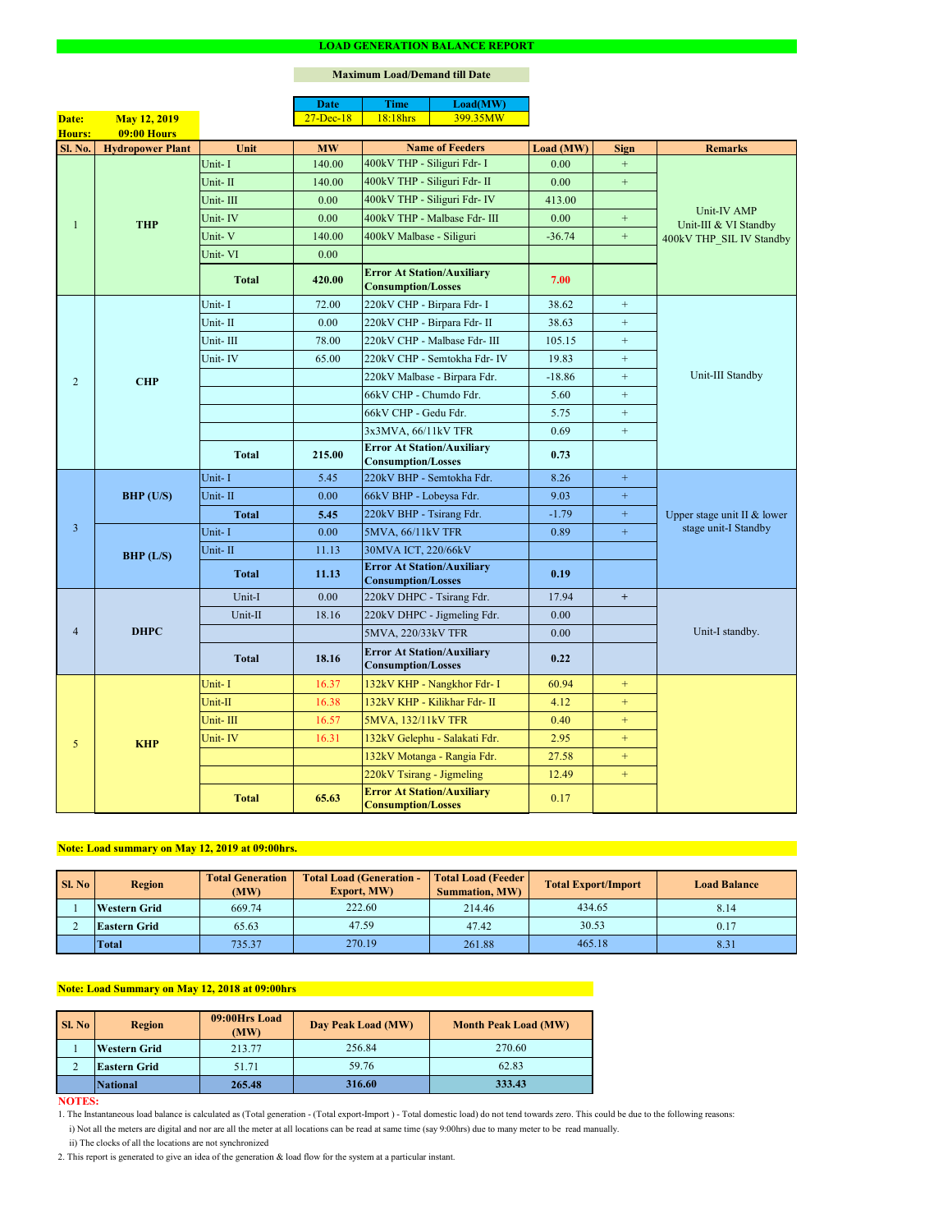# LOAD GENERATION BALANCE REPORT

**Maximum Load/Demand till Date**

| Date | Time | Load(MW) |
|---|---|---|
| 27-Dec-18 | 18:18hrs | 399.35MW |

**Date:** May 12, 2019
**Hours:** 09:00 Hours

| Sl. No. | Hydropower Plant | Unit | MW | Name of Feeders | Load (MW) | Sign | Remarks |
|---|---|---|---|---|---|---|---|
| 1 | THP | Unit- I | 140.00 | 400kV THP - Siliguri Fdr- I | 0.00 | + | Unit-IV AMP Unit-III & VI Standby 400kV THP_SIL IV Standby |
| | | Unit- II | 140.00 | 400kV THP - Siliguri Fdr- II | 0.00 | + | |
| | | Unit- III | 0.00 | 400kV THP - Siliguri Fdr- IV | 413.00 | | |
| | | Unit- IV | 0.00 | 400kV THP - Malbase Fdr- III | 0.00 | + | |
| | | Unit- V | 140.00 | 400kV Malbase - Siliguri | -36.74 | + | |
| | | Unit- VI | 0.00 | | | | |
| | | **Total** | **420.00** | **Error At Station/Auxiliary Consumption/Losses** | **7.00** | | |
| 2 | CHP | Unit- I | 72.00 | 220kV CHP - Birpara Fdr- I | 38.62 | + | Unit-III Standby |
| | | Unit- II | 0.00 | 220kV CHP - Birpara Fdr- II | 38.63 | + | |
| | | Unit- III | 78.00 | 220kV CHP - Malbase Fdr- III | 105.15 | + | |
| | | Unit- IV | 65.00 | 220kV CHP - Semtokha Fdr- IV | 19.83 | + | |
| | | | | 220kV Malbase - Birpara Fdr. | -18.86 | + | |
| | | | | 66kV CHP - Chumdo Fdr. | 5.60 | + | |
| | | | | 66kV CHP - Gedu Fdr. | 5.75 | + | |
| | | | | 3x3MVA, 66/11kV TFR | 0.69 | + | |
| | | **Total** | **215.00** | **Error At Station/Auxiliary Consumption/Losses** | **0.73** | | |
| 3 | BHP (U/S) | Unit- I | 5.45 | 220kV BHP - Semtokha Fdr. | 8.26 | + | Upper stage unit II & lower stage unit-I Standby |
| | | Unit- II | 0.00 | 66kV BHP - Lobeysa Fdr. | 9.03 | + | |
| | | **Total** | **5.45** | 220kV BHP - Tsirang Fdr. | -1.79 | + | |
| | BHP (L/S) | Unit- I | 0.00 | 5MVA, 66/11kV TFR | 0.89 | + | |
| | | Unit- II | 11.13 | 30MVA ICT, 220/66kV | | | |
| | | **Total** | **11.13** | **Error At Station/Auxiliary Consumption/Losses** | **0.19** | | |
| 4 | DHPC | Unit-I | 0.00 | 220kV DHPC - Tsirang Fdr. | 17.94 | + | Unit-I standby. |
| | | Unit-II | 18.16 | 220kV DHPC - Jigmeling Fdr. | 0.00 | | |
| | | | | 5MVA, 220/33kV TFR | 0.00 | | |
| | | **Total** | **18.16** | **Error At Station/Auxiliary Consumption/Losses** | **0.22** | | |
| 5 | KHP | Unit- I | 16.37 | 132kV KHP - Nangkhor Fdr- I | 60.94 | + | |
| | | Unit-II | 16.38 | 132kV KHP - Kilikhar Fdr- II | 4.12 | + | |
| | | Unit- III | 16.57 | 5MVA, 132/11kV TFR | 0.40 | + | |
| | | Unit- IV | 16.31 | 132kV Gelephu - Salakati Fdr. | 2.95 | + | |
| | | | | 132kV Motanga - Rangia Fdr. | 27.58 | + | |
| | | | | 220kV Tsirang - Jigmeling | 12.49 | + | |
| | | **Total** | **65.63** | **Error At Station/Auxiliary Consumption/Losses** | 0.17 | | |

**Note: Load summary on May 12, 2019 at 09:00hrs.**

| Sl. No | Region | Total Generation (MW) | Total Load (Generation - Export, MW) | Total Load (Feeder Summation, MW) | Total Export/Import | Load Balance |
|---|---|---|---|---|---|---|
| 1 | Western Grid | 669.74 | 222.60 | 214.46 | 434.65 | 8.14 |
| 2 | Eastern Grid | 65.63 | 47.59 | 47.42 | 30.53 | 0.17 |
| | **Total** | 735.37 | 270.19 | 261.88 | 465.18 | 8.31 |

**Note: Load Summary on May 12, 2018 at 09:00hrs**

| Sl. No | Region | 09:00Hrs Load (MW) | Day Peak Load (MW) | Month Peak Load (MW) |
|---|---|---|---|---|
| 1 | Western Grid | 213.77 | 256.84 | 270.60 |
| 2 | Eastern Grid | 51.71 | 59.76 | 62.83 |
| | **National** | **265.48** | **316.60** | **333.43** |

**NOTES:**

1. The Instantaneous load balance is calculated as (Total generation - (Total export-Import ) - Total domestic load) do not tend towards zero. This could be due to the following reasons:
   i) Not all the meters are digital and nor are all the meter at all locations can be read at same time (say 9:00hrs) due to many meter to be read manually.
   ii) The clocks of all the locations are not synchronized
2. This report is generated to give an idea of the generation & load flow for the system at a particular instant.